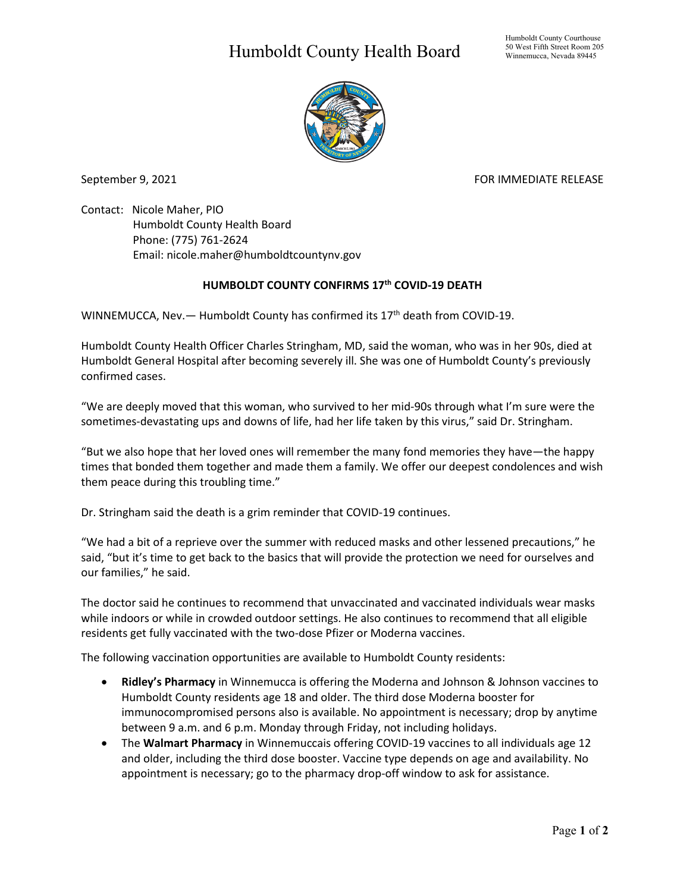# Humboldt County Health Board

Humboldt County Courthouse
50 West Fifth Street Room 205
Winnemucca, Nevada 89445

September 9, 2021

FOR IMMEDIATE RELEASE

Contact: Nicole Maher, PIO
Humboldt County Health Board
Phone: (775) 761-2624
Email: nicole.maher@humboldtcountynv.gov

## HUMBOLDT COUNTY CONFIRMS 17th COVID-19 DEATH

WINNEMUCCA, Nev.— Humboldt County has confirmed its 17th death from COVID-19.

Humboldt County Health Officer Charles Stringham, MD, said the woman, who was in her 90s, died at Humboldt General Hospital after becoming severely ill. She was one of Humboldt County's previously confirmed cases.

"We are deeply moved that this woman, who survived to her mid-90s through what I'm sure were the sometimes-devastating ups and downs of life, had her life taken by this virus," said Dr. Stringham.

"But we also hope that her loved ones will remember the many fond memories they have—the happy times that bonded them together and made them a family. We offer our deepest condolences and wish them peace during this troubling time."

Dr. Stringham said the death is a grim reminder that COVID-19 continues.

"We had a bit of a reprieve over the summer with reduced masks and other lessened precautions," he said, "but it's time to get back to the basics that will provide the protection we need for ourselves and our families," he said.

The doctor said he continues to recommend that unvaccinated and vaccinated individuals wear masks while indoors or while in crowded outdoor settings. He also continues to recommend that all eligible residents get fully vaccinated with the two-dose Pfizer or Moderna vaccines.

The following vaccination opportunities are available to Humboldt County residents:

- **Ridley's Pharmacy** in Winnemucca is offering the Moderna and Johnson & Johnson vaccines to Humboldt County residents age 18 and older. The third dose Moderna booster for immunocompromised persons also is available. No appointment is necessary; drop by anytime between 9 a.m. and 6 p.m. Monday through Friday, not including holidays.
- The **Walmart Pharmacy** in Winnemuccais offering COVID-19 vaccines to all individuals age 12 and older, including the third dose booster. Vaccine type depends on age and availability. No appointment is necessary; go to the pharmacy drop-off window to ask for assistance.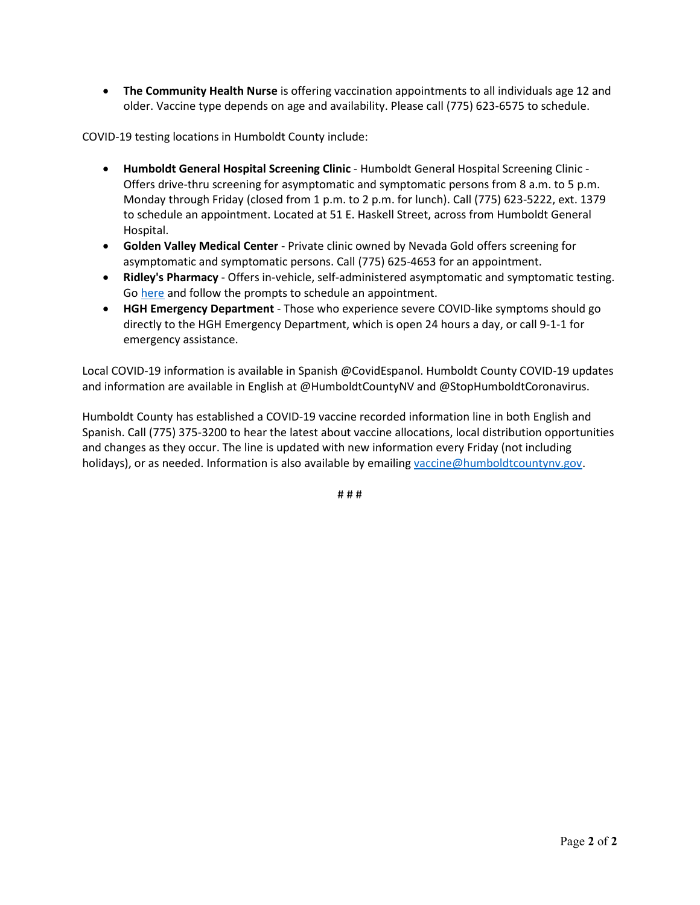- **The Community Health Nurse** is offering vaccination appointments to all individuals age 12 and older. Vaccine type depends on age and availability. Please call (775) 623-6575 to schedule.

COVID-19 testing locations in Humboldt County include:

- **Humboldt General Hospital Screening Clinic** - Humboldt General Hospital Screening Clinic - Offers drive-thru screening for asymptomatic and symptomatic persons from 8 a.m. to 5 p.m. Monday through Friday (closed from 1 p.m. to 2 p.m. for lunch). Call (775) 623-5222, ext. 1379 to schedule an appointment. Located at 51 E. Haskell Street, across from Humboldt General Hospital.
- **Golden Valley Medical Center** - Private clinic owned by Nevada Gold offers screening for asymptomatic and symptomatic persons. Call (775) 625-4653 for an appointment.
- **Ridley's Pharmacy** - Offers in-vehicle, self-administered asymptomatic and symptomatic testing. Go here and follow the prompts to schedule an appointment.
- **HGH Emergency Department** - Those who experience severe COVID-like symptoms should go directly to the HGH Emergency Department, which is open 24 hours a day, or call 9-1-1 for emergency assistance.

Local COVID-19 information is available in Spanish @CovidEspanol. Humboldt County COVID-19 updates and information are available in English at @HumboldtCountyNV and @StopHumboldtCoronavirus.

Humboldt County has established a COVID-19 vaccine recorded information line in both English and Spanish. Call (775) 375-3200 to hear the latest about vaccine allocations, local distribution opportunities and changes as they occur. The line is updated with new information every Friday (not including holidays), or as needed. Information is also available by emailing vaccine@humboldtcountynv.gov.

# # #